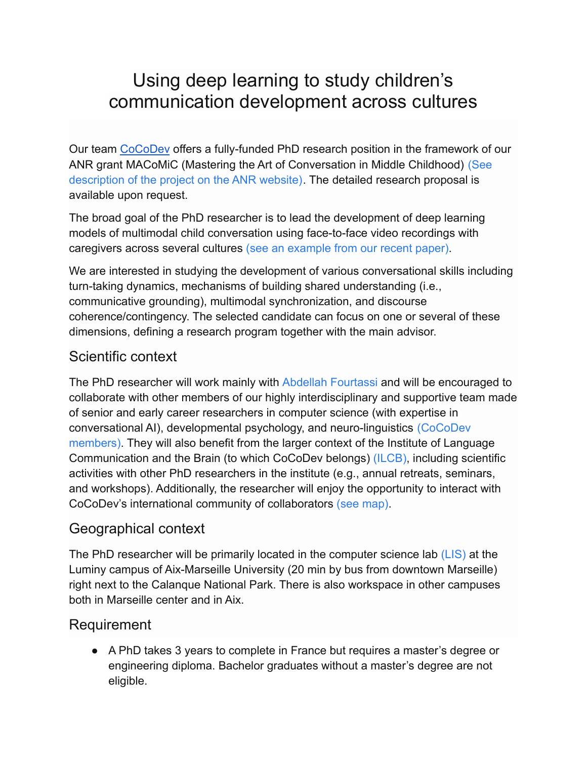# Using deep learning to study children's communication development across cultures

Our team CoCoDev offers a fully-funded PhD research position in the framework of our ANR grant MACoMiC (Mastering the Art of Conversation in Middle Childhood) (See description of the project on the ANR website). The detailed research proposal is available upon request.

The broad goal of the PhD researcher is to lead the development of deep learning models of multimodal child conversation using face-to-face video recordings with caregivers across several cultures (see an example from our recent paper).

We are interested in studying the development of various conversational skills including turn-taking dynamics, mechanisms of building shared understanding (i.e., communicative grounding), multimodal synchronization, and discourse coherence/contingency. The selected candidate can focus on one or several of these dimensions, defining a research program together with the main advisor.

## Scientific context

The PhD researcher will work mainly with Abdellah Fourtassi and will be encouraged to collaborate with other members of our highly interdisciplinary and supportive team made of senior and early career researchers in computer science (with expertise in conversational AI), developmental psychology, and neuro-linguistics (CoCoDev members). They will also benefit from the larger context of the Institute of Language Communication and the Brain (to which CoCoDev belongs) (ILCB), including scientific activities with other PhD researchers in the institute (e.g., annual retreats, seminars, and workshops). Additionally, the researcher will enjoy the opportunity to interact with CoCoDev's international community of collaborators (see map).

## Geographical context

The PhD researcher will be primarily located in the computer science lab (LIS) at the Luminy campus of Aix-Marseille University (20 min by bus from downtown Marseille) right next to the Calanque National Park. There is also workspace in other campuses both in Marseille center and in Aix.

## Requirement

- A PhD takes 3 years to complete in France but requires a master's degree or engineering diploma. Bachelor graduates without a master's degree are not eligible.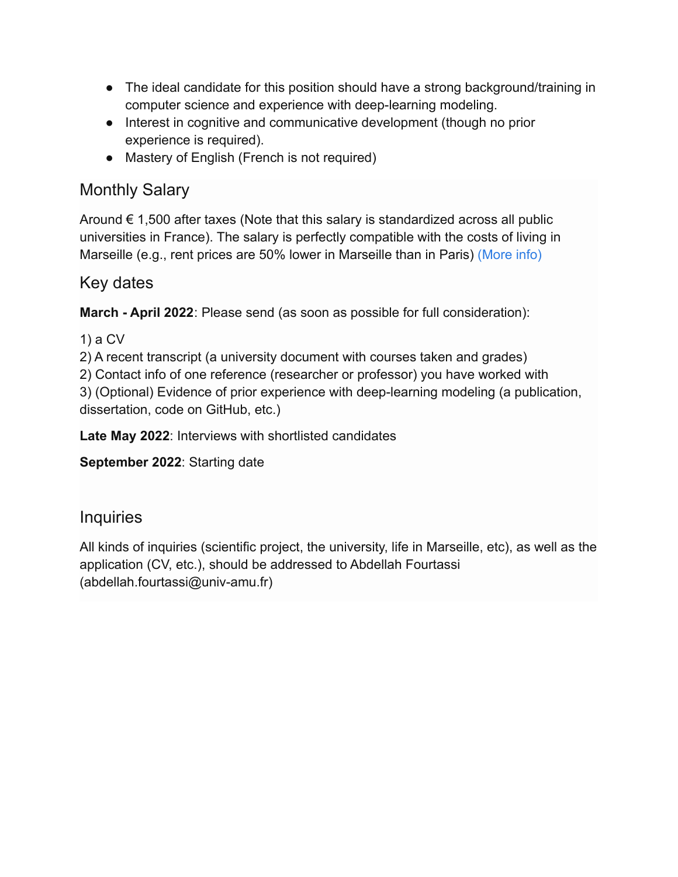- The ideal candidate for this position should have a strong background/training in computer science and experience with deep-learning modeling.
- Interest in cognitive and communicative development (though no prior experience is required).
- Mastery of English (French is not required)

## Monthly Salary

Around € 1,500 after taxes (Note that this salary is standardized across all public universities in France). The salary is perfectly compatible with the costs of living in Marseille (e.g., rent prices are 50% lower in Marseille than in Paris) (More info)

## Key dates

**March - April 2022**: Please send (as soon as possible for full consideration):

1) a CV
2) A recent transcript (a university document with courses taken and grades)
2) Contact info of one reference (researcher or professor) you have worked with
3) (Optional) Evidence of prior experience with deep-learning modeling (a publication, dissertation, code on GitHub, etc.)

**Late May 2022**: Interviews with shortlisted candidates

**September 2022**: Starting date

## Inquiries

All kinds of inquiries (scientific project, the university, life in Marseille, etc), as well as the application (CV, etc.), should be addressed to Abdellah Fourtassi (abdellah.fourtassi@univ-amu.fr)